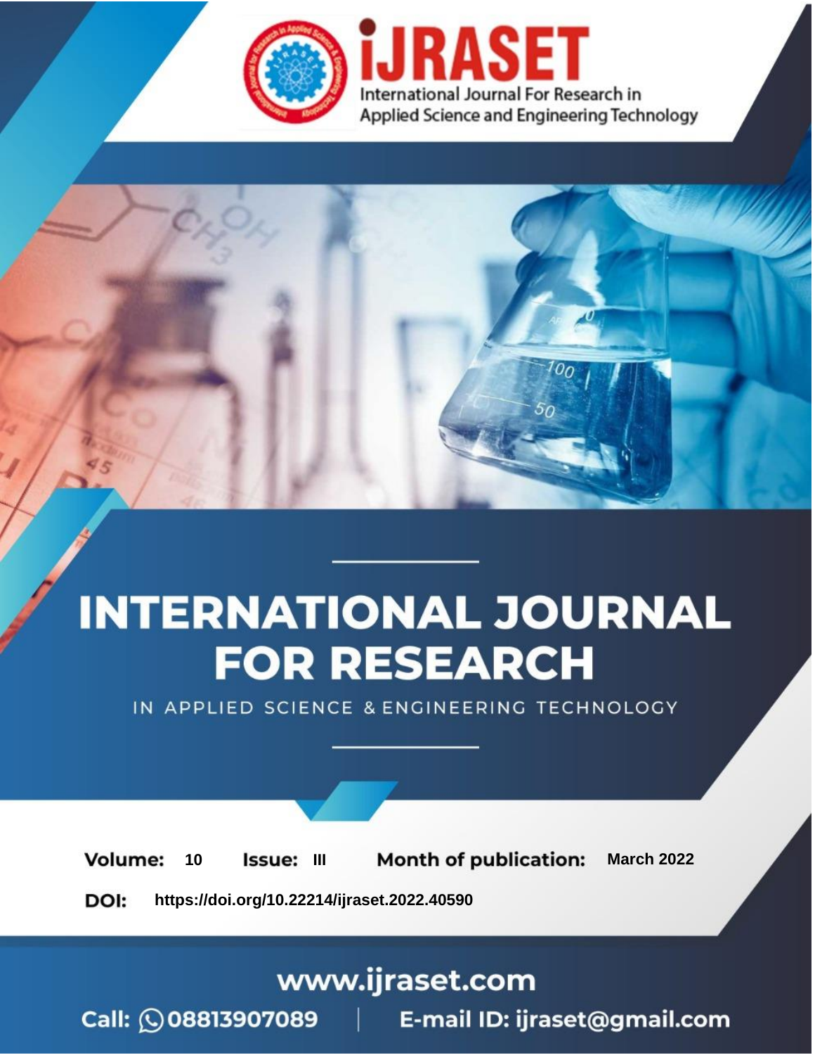# INTERNATIONAL JOURNAL FOR RESEARCH

IN APPLIED SCIENCE & ENGINEERING TECHNOLOGY

iJRASET
International Journal For Research in Applied Science and Engineering Technology

**Volume:** 10 **Issue:** III **Month of publication:** March 2022

**DOI:** https://doi.org/10.22214/ijraset.2022.40590

www.ijraset.com

Call: 08813907089 | E-mail ID: ijraset@gmail.com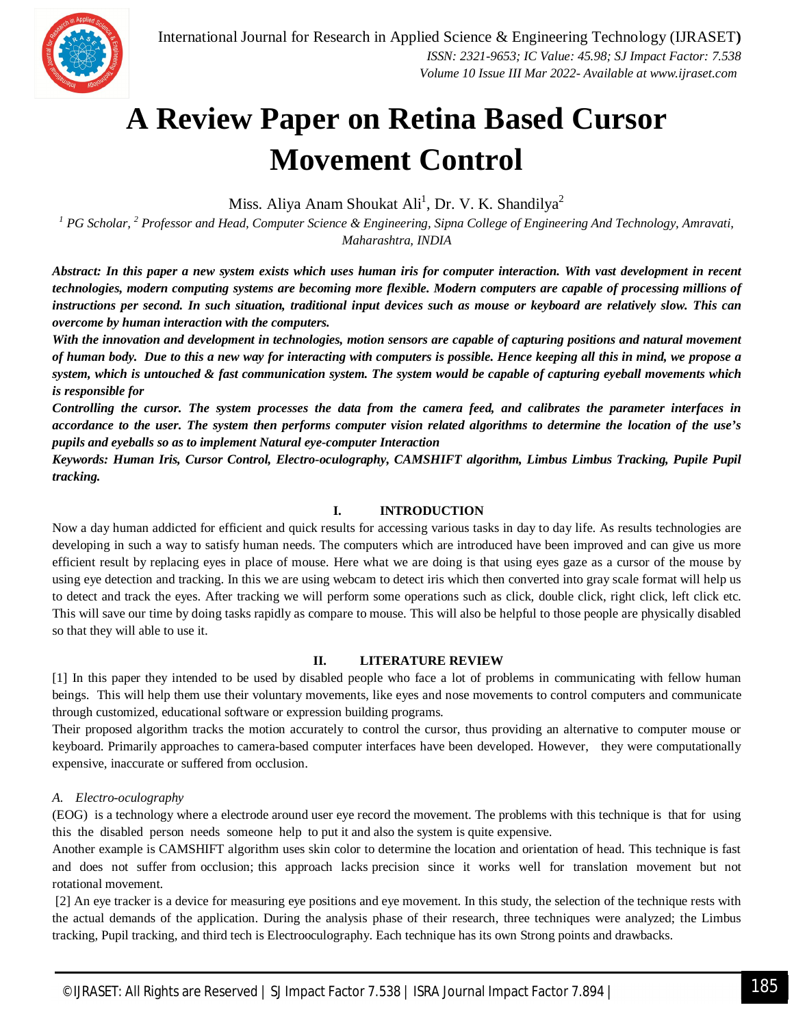# A Review Paper on Retina Based Cursor Movement Control

Miss. Aliya Anam Shoukat Ali[1], Dr. V. K. Shandilya[2]

[1] *PG Scholar,* [2] *Professor and Head, Computer Science & Engineering, Sipna College of Engineering And Technology, Amravati, Maharashtra, INDIA*

***Abstract:** In this paper a new system exists which uses human iris for computer interaction. With vast development in recent technologies, modern computing systems are becoming more flexible. Modern computers are capable of processing millions of instructions per second. In such situation, traditional input devices such as mouse or keyboard are relatively slow. This can overcome by human interaction with the computers.*

***With the innovation and development in technologies, motion sensors are capable of capturing positions and natural movement of human body. Due to this a new way for interacting with computers is possible. Hence keeping all this in mind, we propose a system, which is untouched & fast communication system. The system would be capable of capturing eyeball movements which is responsible for***

***Controlling the cursor. The system processes the data from the camera feed, and calibrates the parameter interfaces in accordance to the user. The system then performs computer vision related algorithms to determine the location of the use's pupils and eyeballs so as to implement Natural eye-computer Interaction***

***Keywords:** Human Iris, Cursor Control, Electro-oculography, CAMSHIFT algorithm, Limbus Limbus Tracking, Pupile Pupil tracking.*

## I. INTRODUCTION

Now a day human addicted for efficient and quick results for accessing various tasks in day to day life. As results technologies are developing in such a way to satisfy human needs. The computers which are introduced have been improved and can give us more efficient result by replacing eyes in place of mouse. Here what we are doing is that using eyes gaze as a cursor of the mouse by using eye detection and tracking. In this we are using webcam to detect iris which then converted into gray scale format will help us to detect and track the eyes. After tracking we will perform some operations such as click, double click, right click, left click etc. This will save our time by doing tasks rapidly as compare to mouse. This will also be helpful to those people are physically disabled so that they will able to use it.

## II. LITERATURE REVIEW

[1] In this paper they intended to be used by disabled people who face a lot of problems in communicating with fellow human beings. This will help them use their voluntary movements, like eyes and nose movements to control computers and communicate through customized, educational software or expression building programs.

Their proposed algorithm tracks the motion accurately to control the cursor, thus providing an alternative to computer mouse or keyboard. Primarily approaches to camera-based computer interfaces have been developed. However, they were computationally expensive, inaccurate or suffered from occlusion.

### *A. Electro-oculography*

(EOG) is a technology where a electrode around user eye record the movement. The problems with this technique is that for using this the disabled person needs someone help to put it and also the system is quite expensive.

Another example is CAMSHIFT algorithm uses skin color to determine the location and orientation of head. This technique is fast and does not suffer from occlusion; this approach lacks precision since it works well for translation movement but not rotational movement.

[2] An eye tracker is a device for measuring eye positions and eye movement. In this study, the selection of the technique rests with the actual demands of the application. During the analysis phase of their research, three techniques were analyzed; the Limbus tracking, Pupil tracking, and third tech is Electrooculography. Each technique has its own Strong points and drawbacks.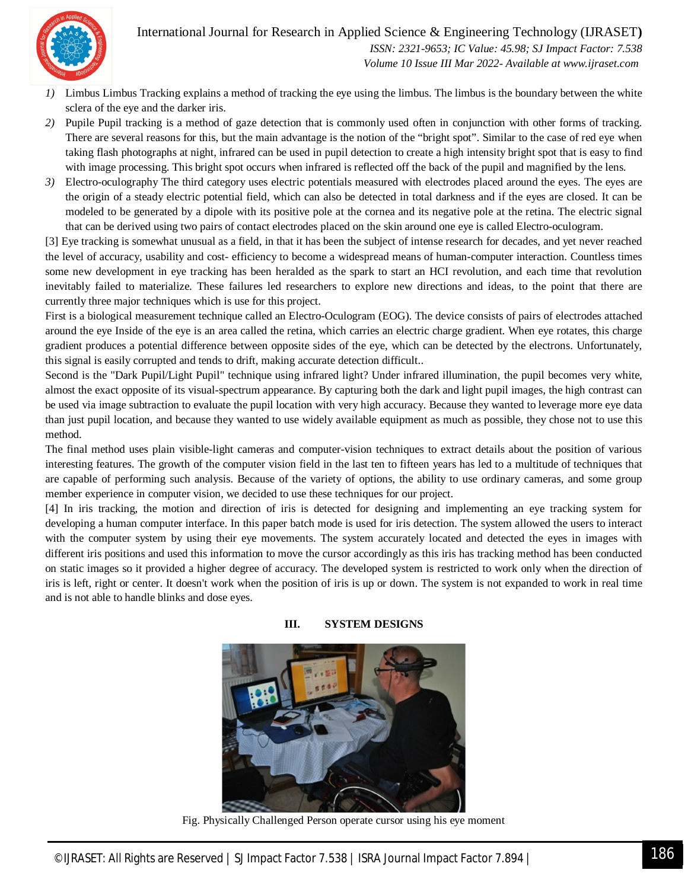1) Limbus Limbus Tracking explains a method of tracking the eye using the limbus. The limbus is the boundary between the white sclera of the eye and the darker iris.
2) Pupile Pupil tracking is a method of gaze detection that is commonly used often in conjunction with other forms of tracking. There are several reasons for this, but the main advantage is the notion of the "bright spot". Similar to the case of red eye when taking flash photographs at night, infrared can be used in pupil detection to create a high intensity bright spot that is easy to find with image processing. This bright spot occurs when infrared is reflected off the back of the pupil and magnified by the lens.
3) Electro-oculography The third category uses electric potentials measured with electrodes placed around the eyes. The eyes are the origin of a steady electric potential field, which can also be detected in total darkness and if the eyes are closed. It can be modeled to be generated by a dipole with its positive pole at the cornea and its negative pole at the retina. The electric signal that can be derived using two pairs of contact electrodes placed on the skin around one eye is called Electro-oculogram.

[3] Eye tracking is somewhat unusual as a field, in that it has been the subject of intense research for decades, and yet never reached the level of accuracy, usability and cost- efficiency to become a widespread means of human-computer interaction. Countless times some new development in eye tracking has been heralded as the spark to start an HCI revolution, and each time that revolution inevitably failed to materialize. These failures led researchers to explore new directions and ideas, to the point that there are currently three major techniques which is use for this project.

First is a biological measurement technique called an Electro-Oculogram (EOG). The device consists of pairs of electrodes attached around the eye Inside of the eye is an area called the retina, which carries an electric charge gradient. When eye rotates, this charge gradient produces a potential difference between opposite sides of the eye, which can be detected by the electrons. Unfortunately, this signal is easily corrupted and tends to drift, making accurate detection difficult..

Second is the "Dark Pupil/Light Pupil" technique using infrared light? Under infrared illumination, the pupil becomes very white, almost the exact opposite of its visual-spectrum appearance. By capturing both the dark and light pupil images, the high contrast can be used via image subtraction to evaluate the pupil location with very high accuracy. Because they wanted to leverage more eye data than just pupil location, and because they wanted to use widely available equipment as much as possible, they chose not to use this method.

The final method uses plain visible-light cameras and computer-vision techniques to extract details about the position of various interesting features. The growth of the computer vision field in the last ten to fifteen years has led to a multitude of techniques that are capable of performing such analysis. Because of the variety of options, the ability to use ordinary cameras, and some group member experience in computer vision, we decided to use these techniques for our project.

[4] In iris tracking, the motion and direction of iris is detected for designing and implementing an eye tracking system for developing a human computer interface. In this paper batch mode is used for iris detection. The system allowed the users to interact with the computer system by using their eye movements. The system accurately located and detected the eyes in images with different iris positions and used this information to move the cursor accordingly as this iris has tracking method has been conducted on static images so it provided a higher degree of accuracy. The developed system is restricted to work only when the direction of iris is left, right or center. It doesn't work when the position of iris is up or down. The system is not expanded to work in real time and is not able to handle blinks and dose eyes.

## III. SYSTEM DESIGNS

Fig. Physically Challenged Person operate cursor using his eye moment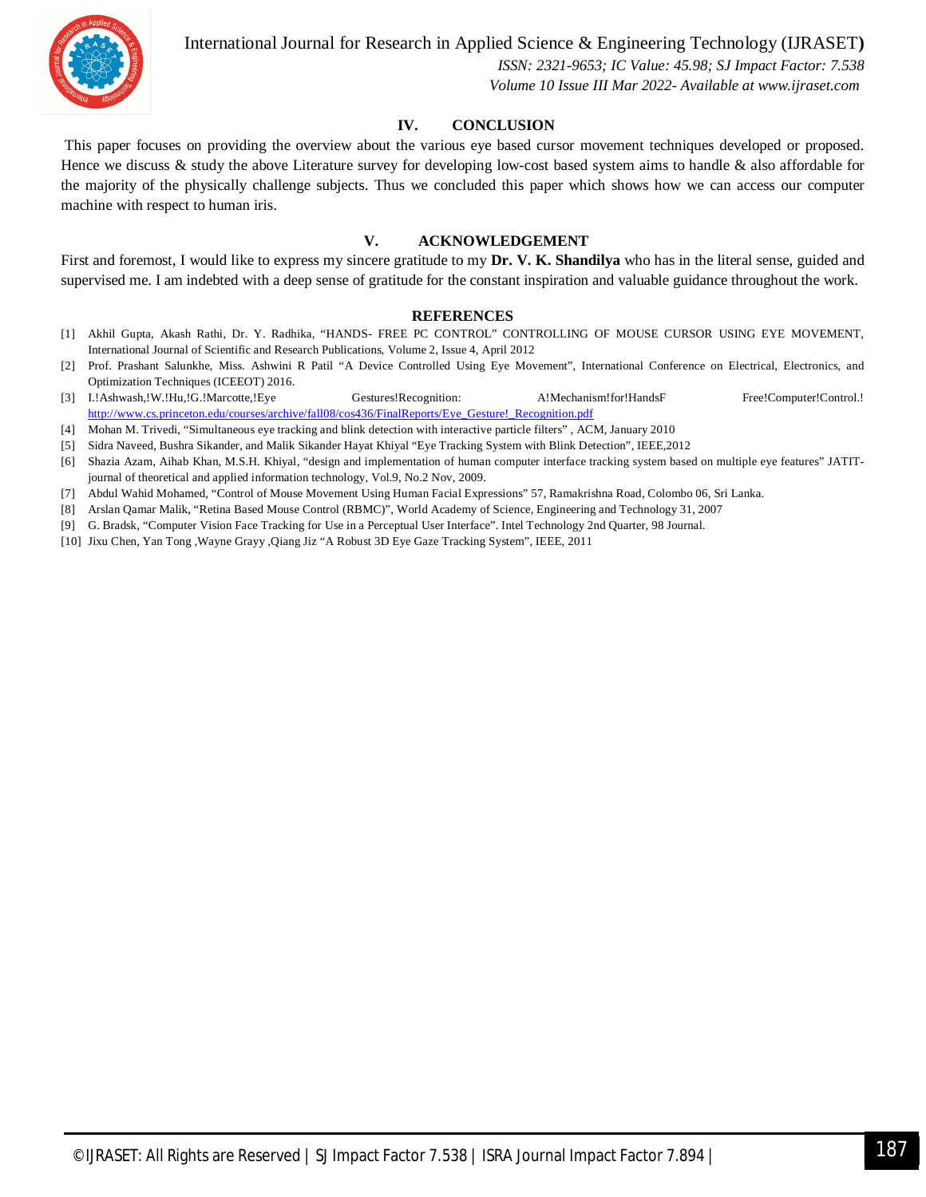## IV. CONCLUSION

This paper focuses on providing the overview about the various eye based cursor movement techniques developed or proposed. Hence we discuss & study the above Literature survey for developing low-cost based system aims to handle & also affordable for the majority of the physically challenge subjects. Thus we concluded this paper which shows how we can access our computer machine with respect to human iris.

## V. ACKNOWLEDGEMENT

First and foremost, I would like to express my sincere gratitude to my **Dr. V. K. Shandilya** who has in the literal sense, guided and supervised me. I am indebted with a deep sense of gratitude for the constant inspiration and valuable guidance throughout the work.

## REFERENCES

[1] Akhil Gupta, Akash Rathi, Dr. Y. Radhika, "HANDS- FREE PC CONTROL" CONTROLLING OF MOUSE CURSOR USING EYE MOVEMENT, International Journal of Scientific and Research Publications, Volume 2, Issue 4, April 2012

[2] Prof. Prashant Salunkhe, Miss. Ashwini R Patil "A Device Controlled Using Eye Movement", International Conference on Electrical, Electronics, and Optimization Techniques (ICEEOT) 2016.

[3] I.!Ashwash,!W.!Hu,!G.!Marcotte,!Eye Gestures!Recognition: A!Mechanism!for!HandsF Free!Computer!Control.! http://www.cs.princeton.edu/courses/archive/fall08/cos436/FinalReports/Eye_Gesture!_Recognition.pdf

[4] Mohan M. Trivedi, "Simultaneous eye tracking and blink detection with interactive particle filters" , ACM, January 2010

[5] Sidra Naveed, Bushra Sikander, and Malik Sikander Hayat Khiyal "Eye Tracking System with Blink Detection", IEEE,2012

[6] Shazia Azam, Aihab Khan, M.S.H. Khiyal, "design and implementation of human computer interface tracking system based on multiple eye features" JATIT-journal of theoretical and applied information technology, Vol.9, No.2 Nov, 2009.

[7] Abdul Wahid Mohamed, "Control of Mouse Movement Using Human Facial Expressions" 57, Ramakrishna Road, Colombo 06, Sri Lanka.

[8] Arslan Qamar Malik, "Retina Based Mouse Control (RBMC)", World Academy of Science, Engineering and Technology 31, 2007

[9] G. Bradsk, "Computer Vision Face Tracking for Use in a Perceptual User Interface". Intel Technology 2nd Quarter, 98 Journal.

[10] Jixu Chen, Yan Tong ,Wayne Grayy ,Qiang Jiz "A Robust 3D Eye Gaze Tracking System", IEEE, 2011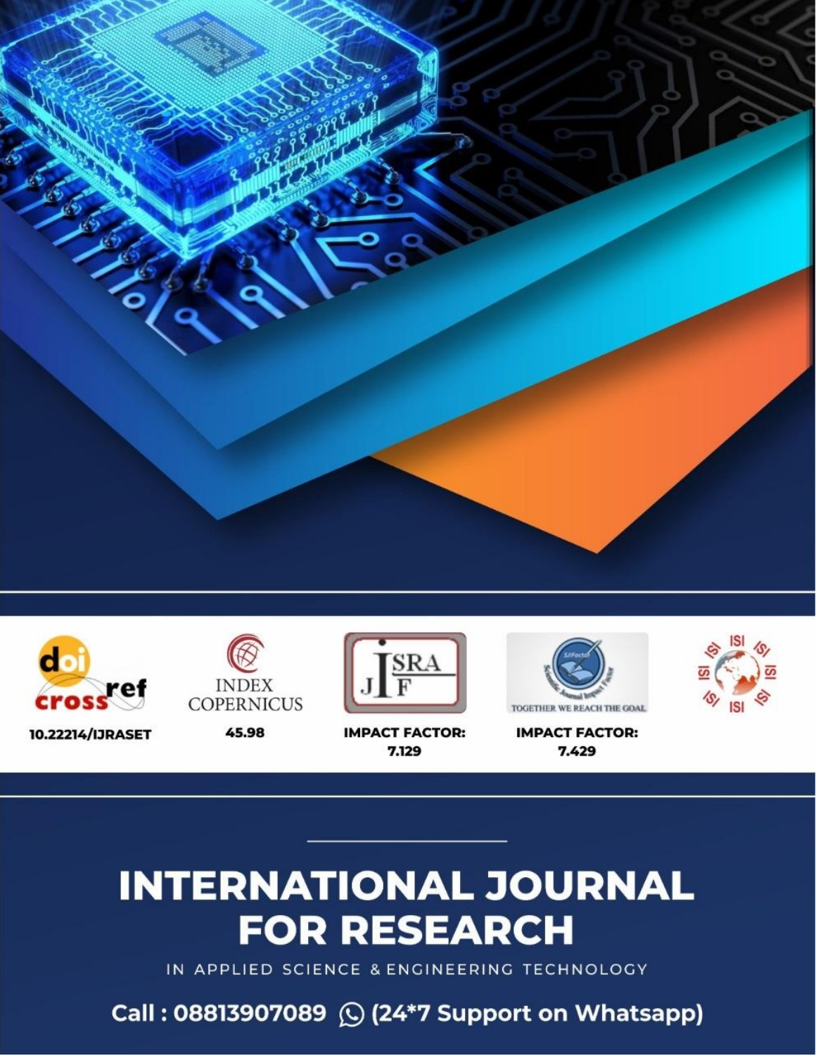10.22214/IJRASET

INDEX COPERNICUS

45.98

IMPACT FACTOR:
7.129

TOGETHER WE REACH THE GOAL

IMPACT FACTOR:
7.429

# INTERNATIONAL JOURNAL FOR RESEARCH

IN APPLIED SCIENCE & ENGINEERING TECHNOLOGY

Call : 08813907089 (24*7 Support on Whatsapp)